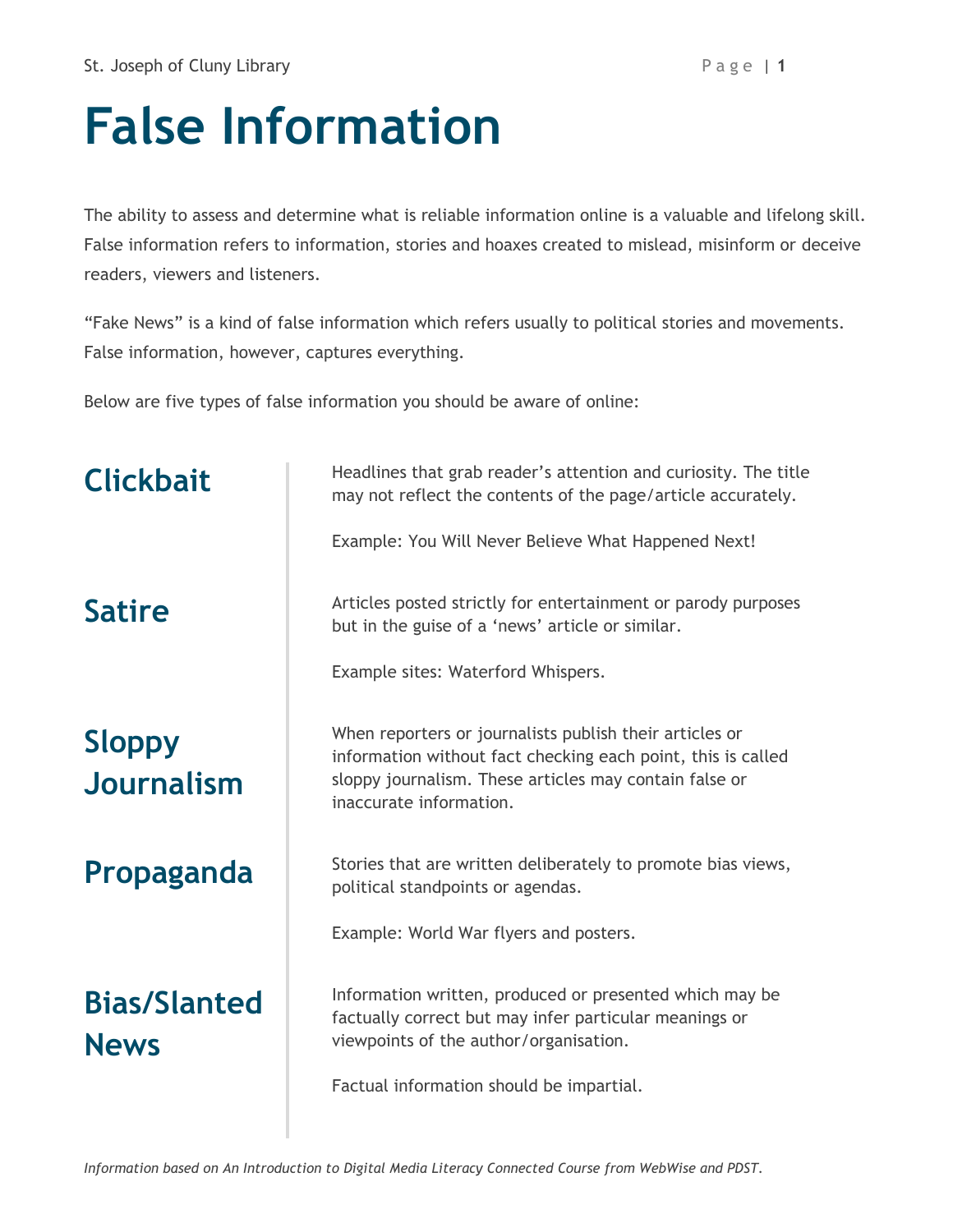# False Information

The ability to assess and determine what is reliable information online is a valuable and lifelong skill. False information refers to information, stories and hoaxes created to mislead, misinform or deceive readers, viewers and listeners.

"Fake News" is a kind of false information which refers usually to political stories and movements. False information, however, captures everything.

Below are five types of false information you should be aware of online:

## Clickbait

Headlines that grab reader's attention and curiosity. The title may not reflect the contents of the page/article accurately.

Example: You Will Never Believe What Happened Next!

## Satire

Articles posted strictly for entertainment or parody purposes but in the guise of a 'news' article or similar.

Example sites: Waterford Whispers.

## Sloppy Journalism

When reporters or journalists publish their articles or information without fact checking each point, this is called sloppy journalism. These articles may contain false or inaccurate information.

## Propaganda

Stories that are written deliberately to promote bias views, political standpoints or agendas.

Example: World War flyers and posters.

## Bias/Slanted News

Information written, produced or presented which may be factually correct but may infer particular meanings or viewpoints of the author/organisation.

Factual information should be impartial.

*Information based on An Introduction to Digital Media Literacy Connected Course from WebWise and PDST.*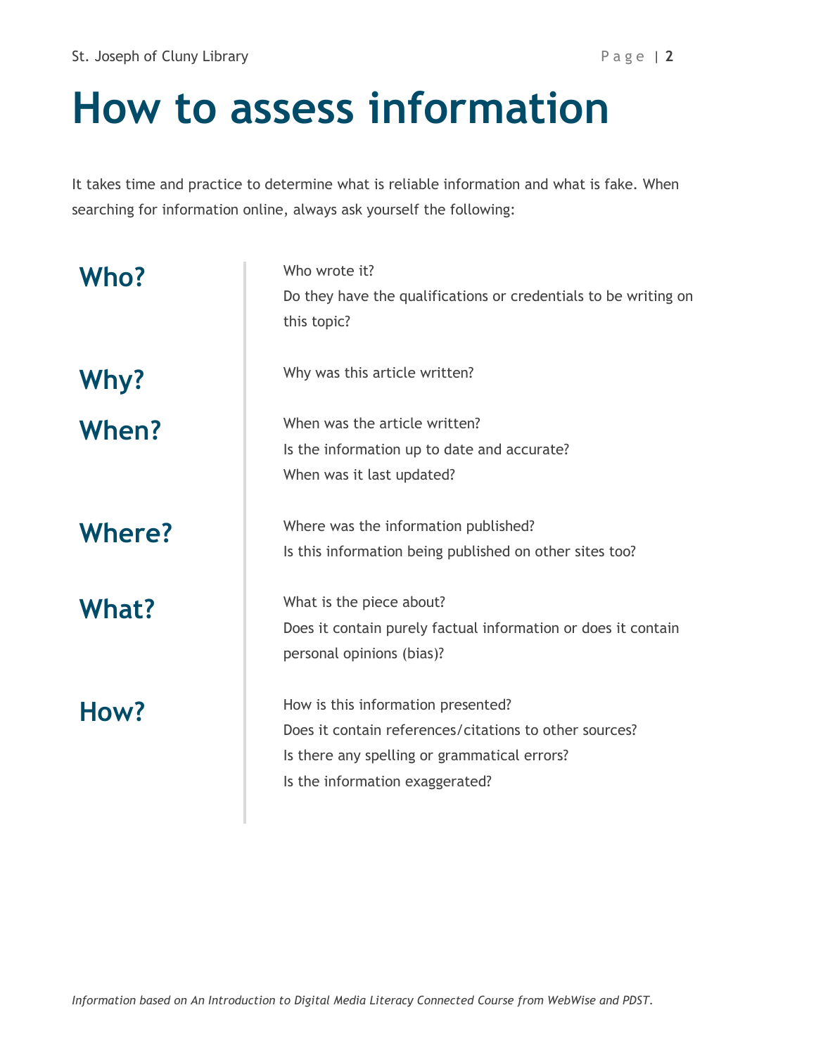# How to assess information

It takes time and practice to determine what is reliable information and what is fake. When searching for information online, always ask yourself the following:

## Who?

Who wrote it?
Do they have the qualifications or credentials to be writing on this topic?

## Why?

Why was this article written?

## When?

When was the article written?
Is the information up to date and accurate?
When was it last updated?

## Where?

Where was the information published?
Is this information being published on other sites too?

## What?

What is the piece about?
Does it contain purely factual information or does it contain personal opinions (bias)?

## How?

How is this information presented?
Does it contain references/citations to other sources?
Is there any spelling or grammatical errors?
Is the information exaggerated?

*Information based on An Introduction to Digital Media Literacy Connected Course from WebWise and PDST.*